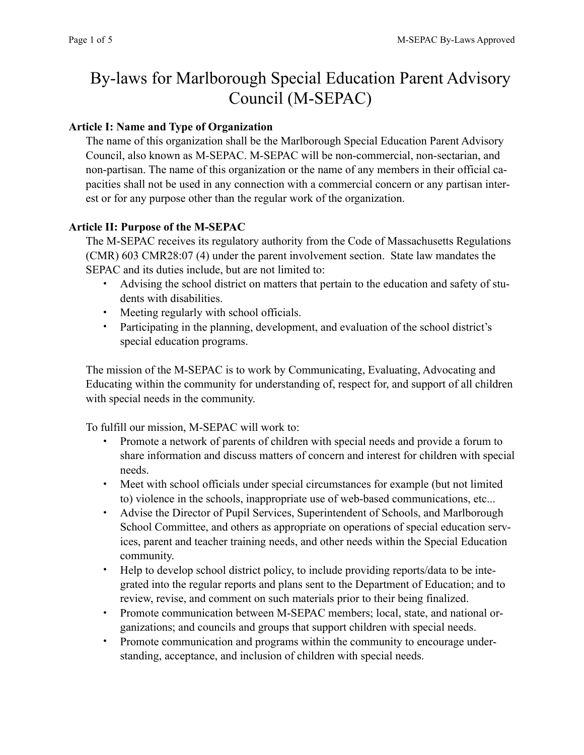# By-laws for Marlborough Special Education Parent Advisory Council (M-SEPAC)

**Article I: Name and Type of Organization**

The name of this organization shall be the Marlborough Special Education Parent Advisory Council, also known as M-SEPAC. M-SEPAC will be non-commercial, non-sectarian, and non-partisan. The name of this organization or the name of any members in their official capacities shall not be used in any connection with a commercial concern or any partisan interest or for any purpose other than the regular work of the organization.

**Article II: Purpose of the M-SEPAC**

The M-SEPAC receives its regulatory authority from the Code of Massachusetts Regulations (CMR) 603 CMR28:07 (4) under the parent involvement section. State law mandates the SEPAC and its duties include, but are not limited to:

- Advising the school district on matters that pertain to the education and safety of students with disabilities.
- Meeting regularly with school officials.
- Participating in the planning, development, and evaluation of the school district's special education programs.

The mission of the M-SEPAC is to work by Communicating, Evaluating, Advocating and Educating within the community for understanding of, respect for, and support of all children with special needs in the community.

To fulfill our mission, M-SEPAC will work to:

- Promote a network of parents of children with special needs and provide a forum to share information and discuss matters of concern and interest for children with special needs.
- Meet with school officials under special circumstances for example (but not limited to) violence in the schools, inappropriate use of web-based communications, etc...
- Advise the Director of Pupil Services, Superintendent of Schools, and Marlborough School Committee, and others as appropriate on operations of special education services, parent and teacher training needs, and other needs within the Special Education community.
- Help to develop school district policy, to include providing reports/data to be integrated into the regular reports and plans sent to the Department of Education; and to review, revise, and comment on such materials prior to their being finalized.
- Promote communication between M-SEPAC members; local, state, and national organizations; and councils and groups that support children with special needs.
- Promote communication and programs within the community to encourage understanding, acceptance, and inclusion of children with special needs.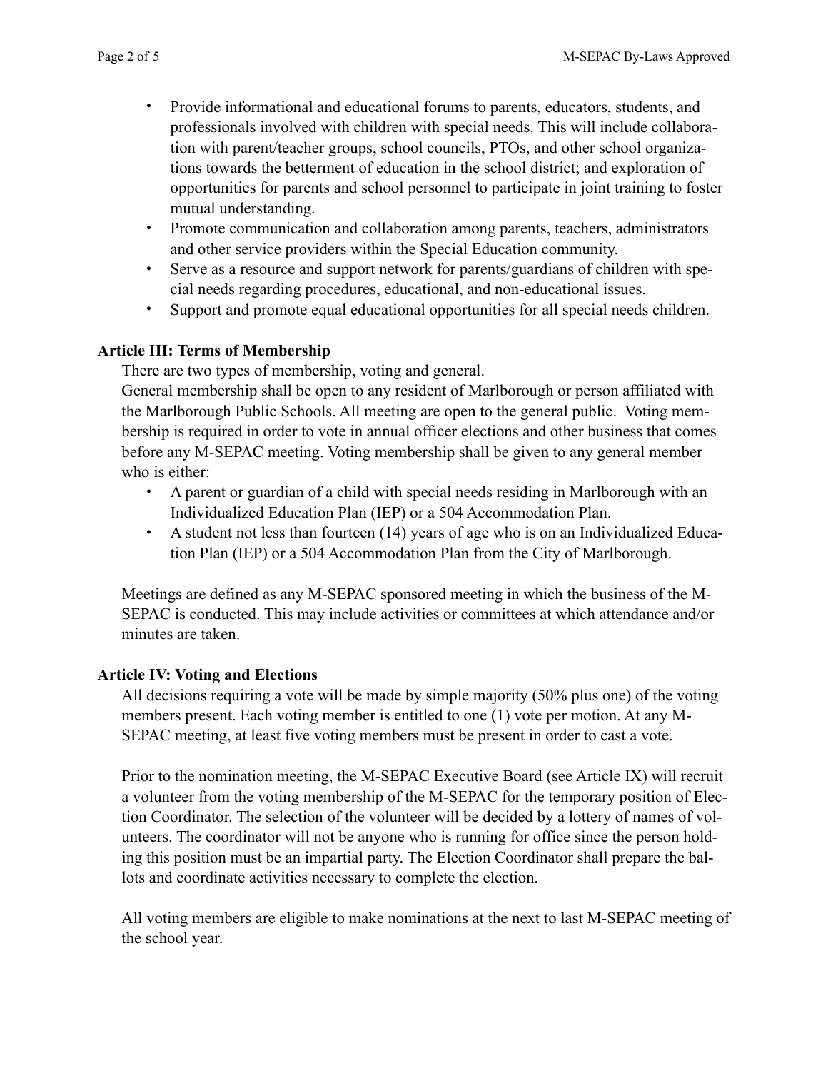- Provide informational and educational forums to parents, educators, students, and professionals involved with children with special needs. This will include collaboration with parent/teacher groups, school councils, PTOs, and other school organizations towards the betterment of education in the school district; and exploration of opportunities for parents and school personnel to participate in joint training to foster mutual understanding.
- Promote communication and collaboration among parents, teachers, administrators and other service providers within the Special Education community.
- Serve as a resource and support network for parents/guardians of children with special needs regarding procedures, educational, and non-educational issues.
- Support and promote equal educational opportunities for all special needs children.

**Article III: Terms of Membership**

There are two types of membership, voting and general.

General membership shall be open to any resident of Marlborough or person affiliated with the Marlborough Public Schools. All meeting are open to the general public. Voting membership is required in order to vote in annual officer elections and other business that comes before any M-SEPAC meeting. Voting membership shall be given to any general member who is either:

- A parent or guardian of a child with special needs residing in Marlborough with an Individualized Education Plan (IEP) or a 504 Accommodation Plan.
- A student not less than fourteen (14) years of age who is on an Individualized Education Plan (IEP) or a 504 Accommodation Plan from the City of Marlborough.

Meetings are defined as any M-SEPAC sponsored meeting in which the business of the M-SEPAC is conducted. This may include activities or committees at which attendance and/or minutes are taken.

**Article IV: Voting and Elections**

All decisions requiring a vote will be made by simple majority (50% plus one) of the voting members present. Each voting member is entitled to one (1) vote per motion. At any M-SEPAC meeting, at least five voting members must be present in order to cast a vote.

Prior to the nomination meeting, the M-SEPAC Executive Board (see Article IX) will recruit a volunteer from the voting membership of the M-SEPAC for the temporary position of Election Coordinator. The selection of the volunteer will be decided by a lottery of names of volunteers. The coordinator will not be anyone who is running for office since the person holding this position must be an impartial party. The Election Coordinator shall prepare the ballots and coordinate activities necessary to complete the election.

All voting members are eligible to make nominations at the next to last M-SEPAC meeting of the school year.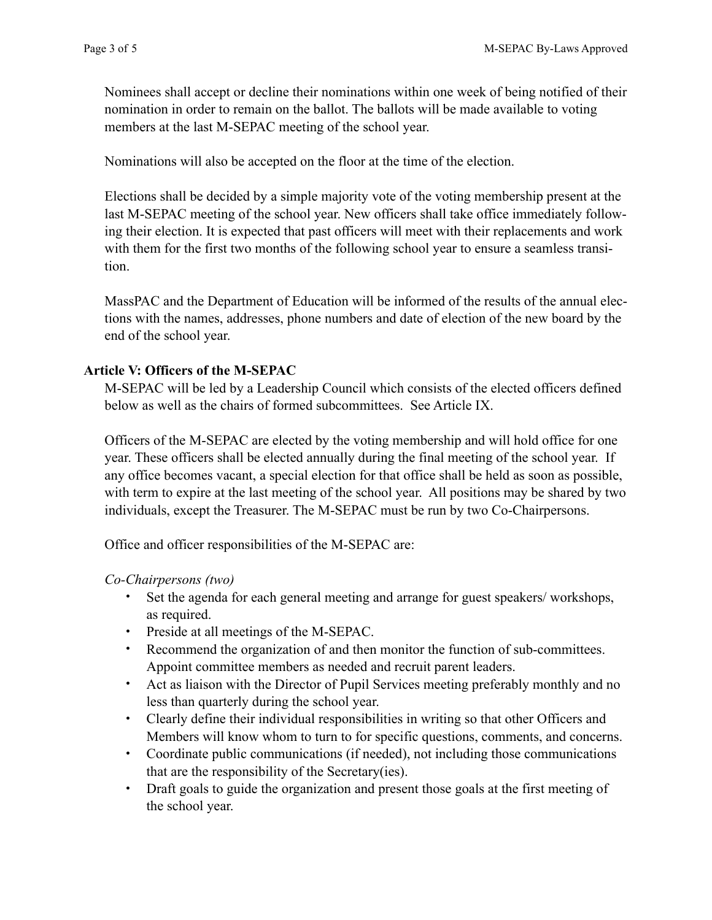Nominees shall accept or decline their nominations within one week of being notified of their nomination in order to remain on the ballot. The ballots will be made available to voting members at the last M-SEPAC meeting of the school year.

Nominations will also be accepted on the floor at the time of the election.

Elections shall be decided by a simple majority vote of the voting membership present at the last M-SEPAC meeting of the school year. New officers shall take office immediately following their election. It is expected that past officers will meet with their replacements and work with them for the first two months of the following school year to ensure a seamless transition.

MassPAC and the Department of Education will be informed of the results of the annual elections with the names, addresses, phone numbers and date of election of the new board by the end of the school year.

## Article V: Officers of the M-SEPAC

M-SEPAC will be led by a Leadership Council which consists of the elected officers defined below as well as the chairs of formed subcommittees. See Article IX.

Officers of the M-SEPAC are elected by the voting membership and will hold office for one year. These officers shall be elected annually during the final meeting of the school year. If any office becomes vacant, a special election for that office shall be held as soon as possible, with term to expire at the last meeting of the school year. All positions may be shared by two individuals, except the Treasurer. The M-SEPAC must be run by two Co-Chairpersons.

Office and officer responsibilities of the M-SEPAC are:

*Co-Chairpersons (two)*

- Set the agenda for each general meeting and arrange for guest speakers/ workshops, as required.
- Preside at all meetings of the M-SEPAC.
- Recommend the organization of and then monitor the function of sub-committees. Appoint committee members as needed and recruit parent leaders.
- Act as liaison with the Director of Pupil Services meeting preferably monthly and no less than quarterly during the school year.
- Clearly define their individual responsibilities in writing so that other Officers and Members will know whom to turn to for specific questions, comments, and concerns.
- Coordinate public communications (if needed), not including those communications that are the responsibility of the Secretary(ies).
- Draft goals to guide the organization and present those goals at the first meeting of the school year.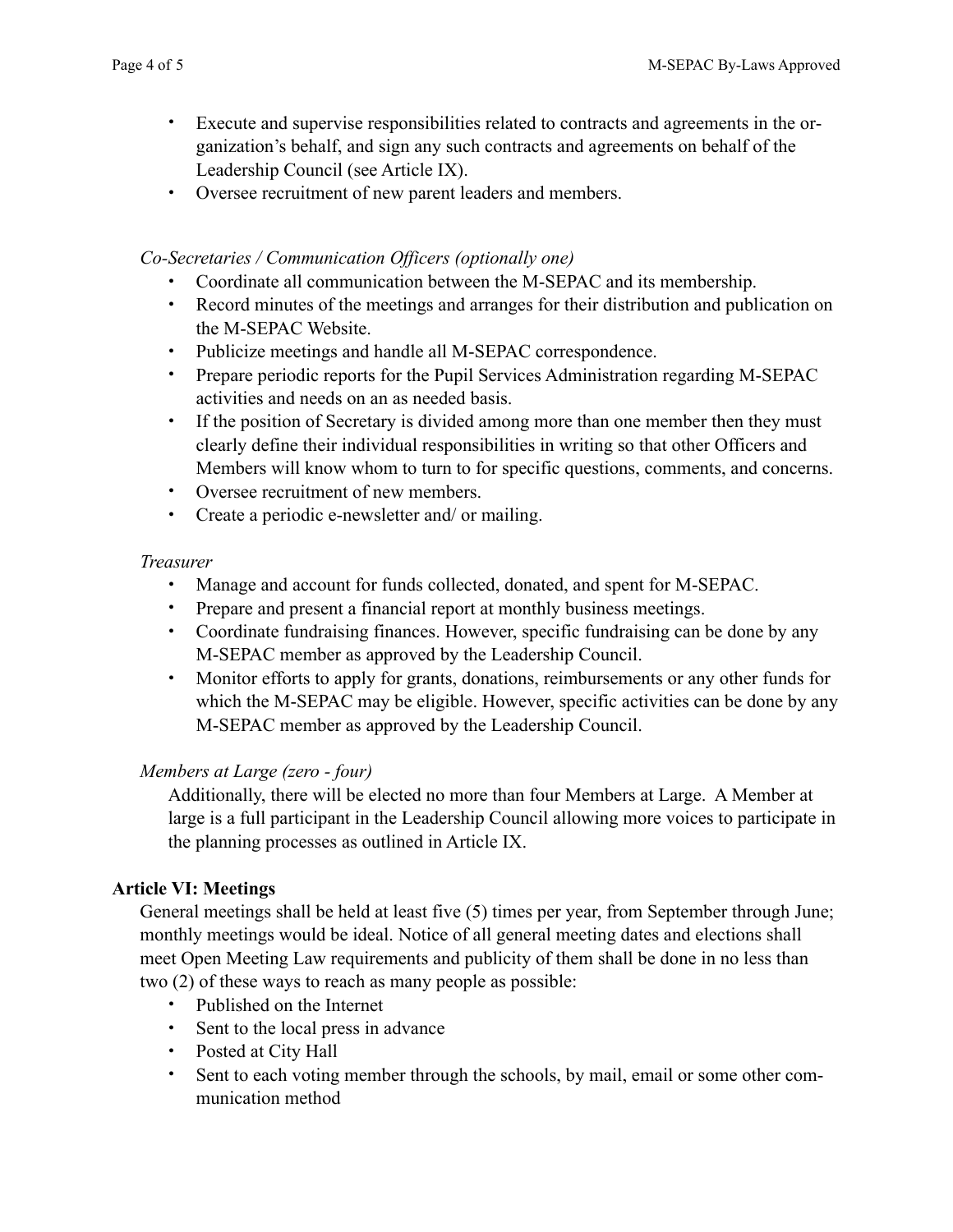- Execute and supervise responsibilities related to contracts and agreements in the organization's behalf, and sign any such contracts and agreements on behalf of the Leadership Council (see Article IX).
- Oversee recruitment of new parent leaders and members.

*Co-Secretaries / Communication Officers (optionally one)*

- Coordinate all communication between the M-SEPAC and its membership.
- Record minutes of the meetings and arranges for their distribution and publication on the M-SEPAC Website.
- Publicize meetings and handle all M-SEPAC correspondence.
- Prepare periodic reports for the Pupil Services Administration regarding M-SEPAC activities and needs on an as needed basis.
- If the position of Secretary is divided among more than one member then they must clearly define their individual responsibilities in writing so that other Officers and Members will know whom to turn to for specific questions, comments, and concerns.
- Oversee recruitment of new members.
- Create a periodic e-newsletter and/ or mailing.

*Treasurer*

- Manage and account for funds collected, donated, and spent for M-SEPAC.
- Prepare and present a financial report at monthly business meetings.
- Coordinate fundraising finances. However, specific fundraising can be done by any M-SEPAC member as approved by the Leadership Council.
- Monitor efforts to apply for grants, donations, reimbursements or any other funds for which the M-SEPAC may be eligible. However, specific activities can be done by any M-SEPAC member as approved by the Leadership Council.

*Members at Large (zero - four)*

Additionally, there will be elected no more than four Members at Large. A Member at large is a full participant in the Leadership Council allowing more voices to participate in the planning processes as outlined in Article IX.

**Article VI: Meetings**

General meetings shall be held at least five (5) times per year, from September through June; monthly meetings would be ideal. Notice of all general meeting dates and elections shall meet Open Meeting Law requirements and publicity of them shall be done in no less than two (2) of these ways to reach as many people as possible:

- Published on the Internet
- Sent to the local press in advance
- Posted at City Hall
- Sent to each voting member through the schools, by mail, email or some other communication method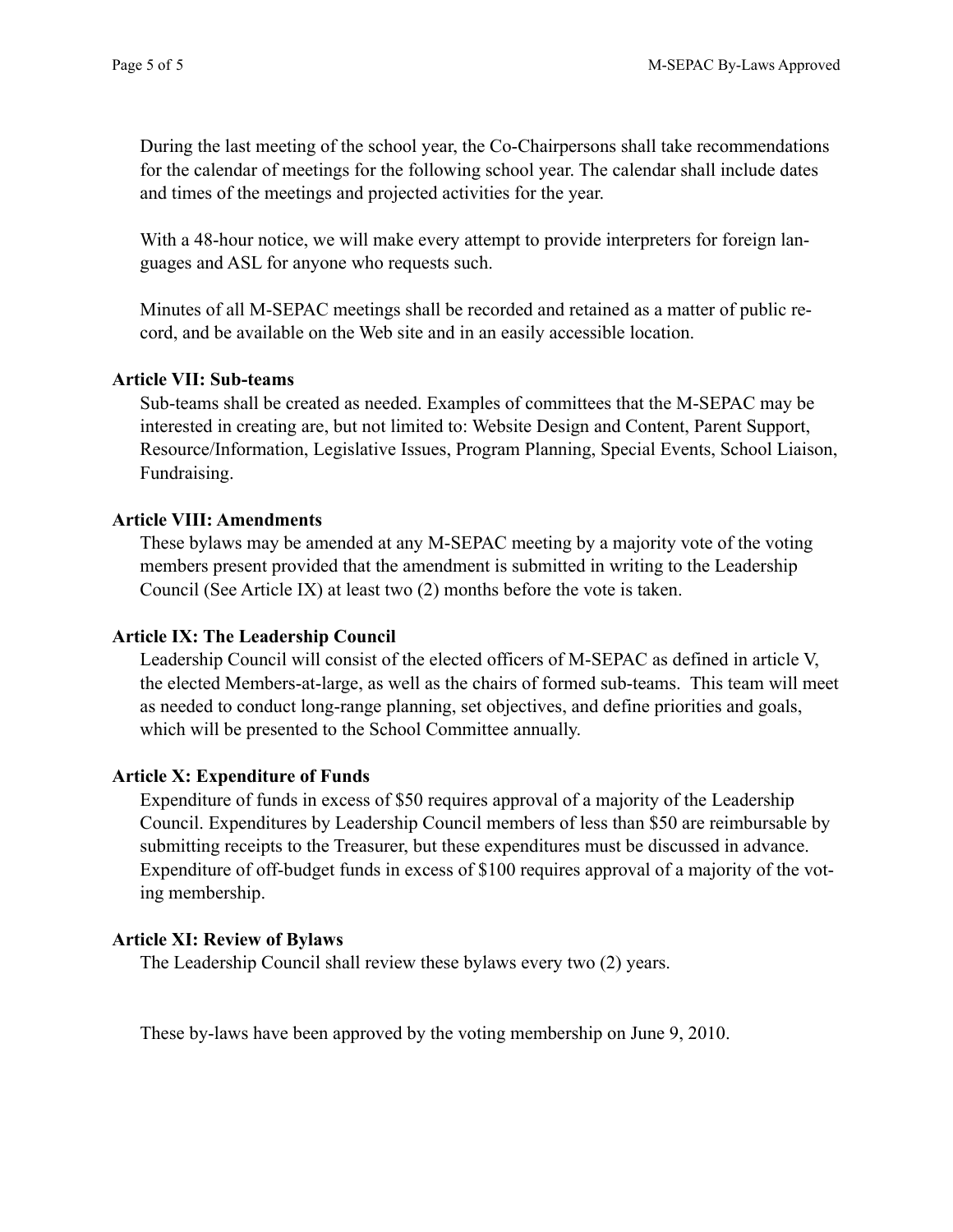During the last meeting of the school year, the Co-Chairpersons shall take recommendations for the calendar of meetings for the following school year. The calendar shall include dates and times of the meetings and projected activities for the year.

With a 48-hour notice, we will make every attempt to provide interpreters for foreign languages and ASL for anyone who requests such.

Minutes of all M-SEPAC meetings shall be recorded and retained as a matter of public record, and be available on the Web site and in an easily accessible location.

**Article VII: Sub-teams**

Sub-teams shall be created as needed. Examples of committees that the M-SEPAC may be interested in creating are, but not limited to: Website Design and Content, Parent Support, Resource/Information, Legislative Issues, Program Planning, Special Events, School Liaison, Fundraising.

**Article VIII: Amendments**

These bylaws may be amended at any M-SEPAC meeting by a majority vote of the voting members present provided that the amendment is submitted in writing to the Leadership Council (See Article IX) at least two (2) months before the vote is taken.

**Article IX: The Leadership Council**

Leadership Council will consist of the elected officers of M-SEPAC as defined in article V, the elected Members-at-large, as well as the chairs of formed sub-teams. This team will meet as needed to conduct long-range planning, set objectives, and define priorities and goals, which will be presented to the School Committee annually.

**Article X: Expenditure of Funds**

Expenditure of funds in excess of $50 requires approval of a majority of the Leadership Council. Expenditures by Leadership Council members of less than $50 are reimbursable by submitting receipts to the Treasurer, but these expenditures must be discussed in advance. Expenditure of off-budget funds in excess of $100 requires approval of a majority of the voting membership.

**Article XI: Review of Bylaws**

The Leadership Council shall review these bylaws every two (2) years.

These by-laws have been approved by the voting membership on June 9, 2010.